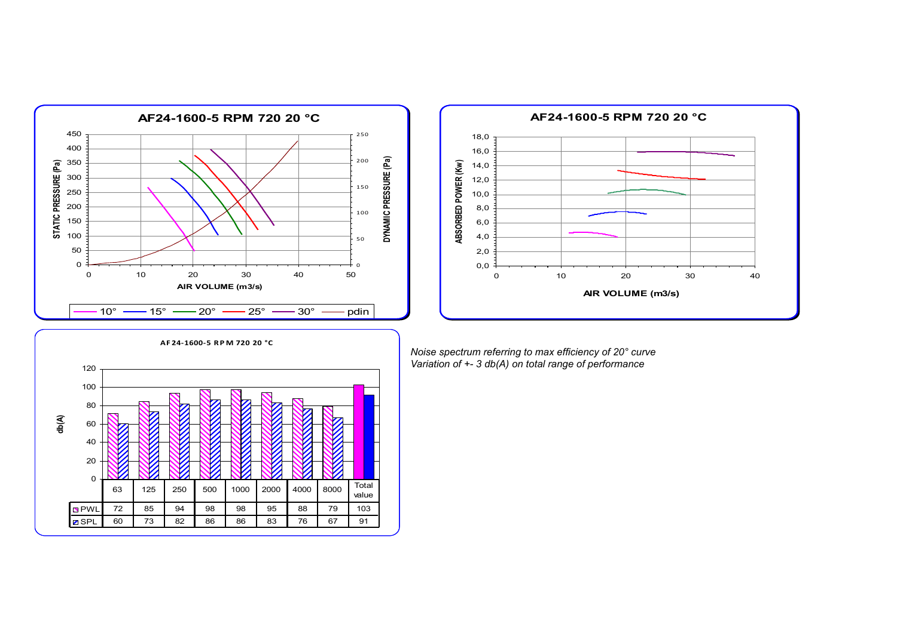## AF24-1600-5 RPM 720 20 °C

STATIC PRESSURE (Pa) / DYNAMIC PRESSURE (Pa) vs AIR VOLUME (m3/s)

Legend: 10° — 15° — 20° — 25° — 30° — pdin

## AF24-1600-5 RPM 720 20 °C

ABSORBED POWER (Kw) vs AIR VOLUME (m3/s)

## AF24-1600-5 RPM 720 20 °C

db(A)

| | 63 | 125 | 250 | 500 | 1000 | 2000 | 4000 | 8000 | Total value |
|---|---|---|---|---|---|---|---|---|---|
| PWL | 72 | 85 | 94 | 98 | 98 | 95 | 88 | 79 | 103 |
| SPL | 60 | 73 | 82 | 86 | 86 | 83 | 76 | 67 | 91 |

*Noise spectrum referring to max efficiency of 20° curve*
*Variation of +- 3 db(A) on total range of performance*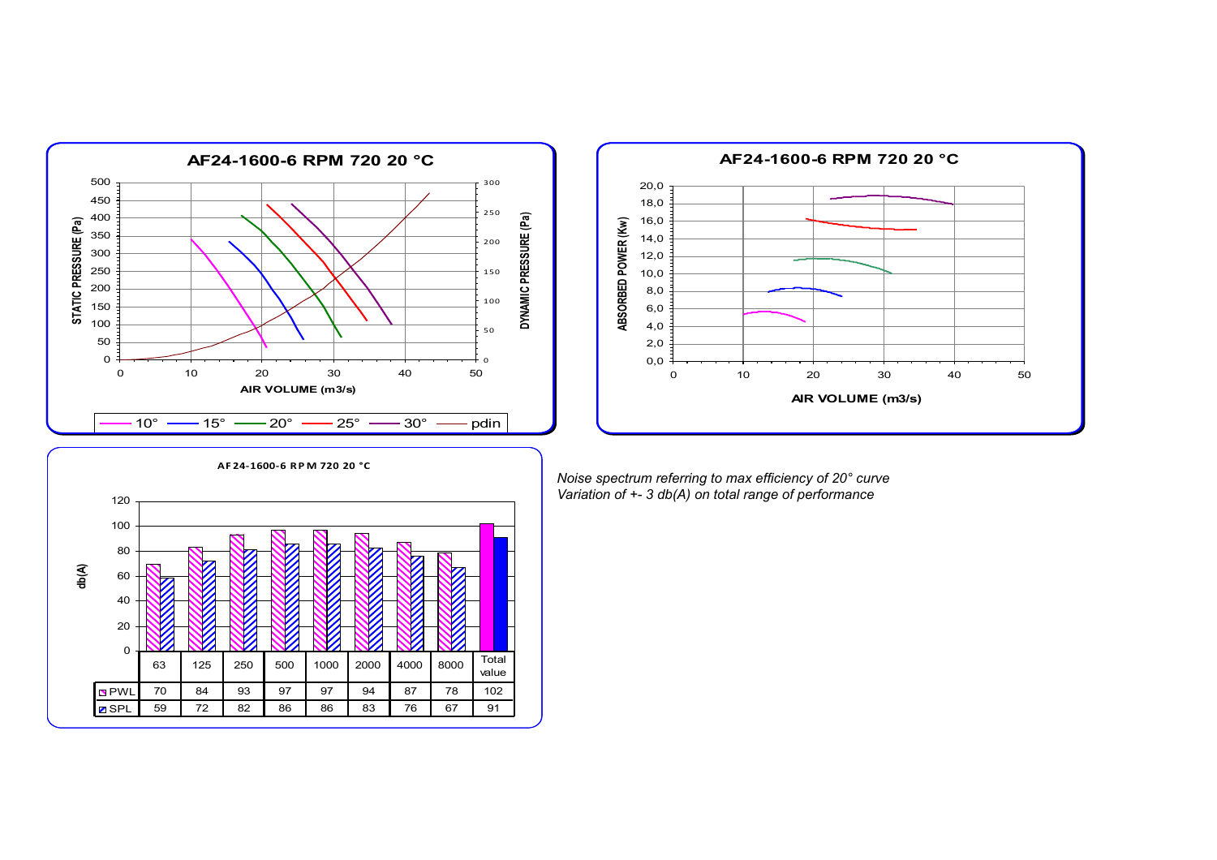## AF24-1600-6 RPM 720 20 °C

STATIC PRESSURE (Pa) / DYNAMIC PRESSURE (Pa) vs AIR VOLUME (m3/s)

Legend: 10° — 15° — 20° — 25° — 30° — pdin

## AF24-1600-6 RPM 720 20 °C

ABSORBED POWER (Kw) vs AIR VOLUME (m3/s)

## AF24-1600-6 RPM 720 20 °C

| | 63 | 125 | 250 | 500 | 1000 | 2000 | 4000 | 8000 | Total value |
|---|---|---|---|---|---|---|---|---|---|
| PWL | 70 | 84 | 93 | 97 | 97 | 94 | 87 | 78 | 102 |
| SPL | 59 | 72 | 82 | 86 | 86 | 83 | 76 | 67 | 91 |

*Noise spectrum referring to max efficiency of 20° curve*
*Variation of +- 3 db(A) on total range of performance*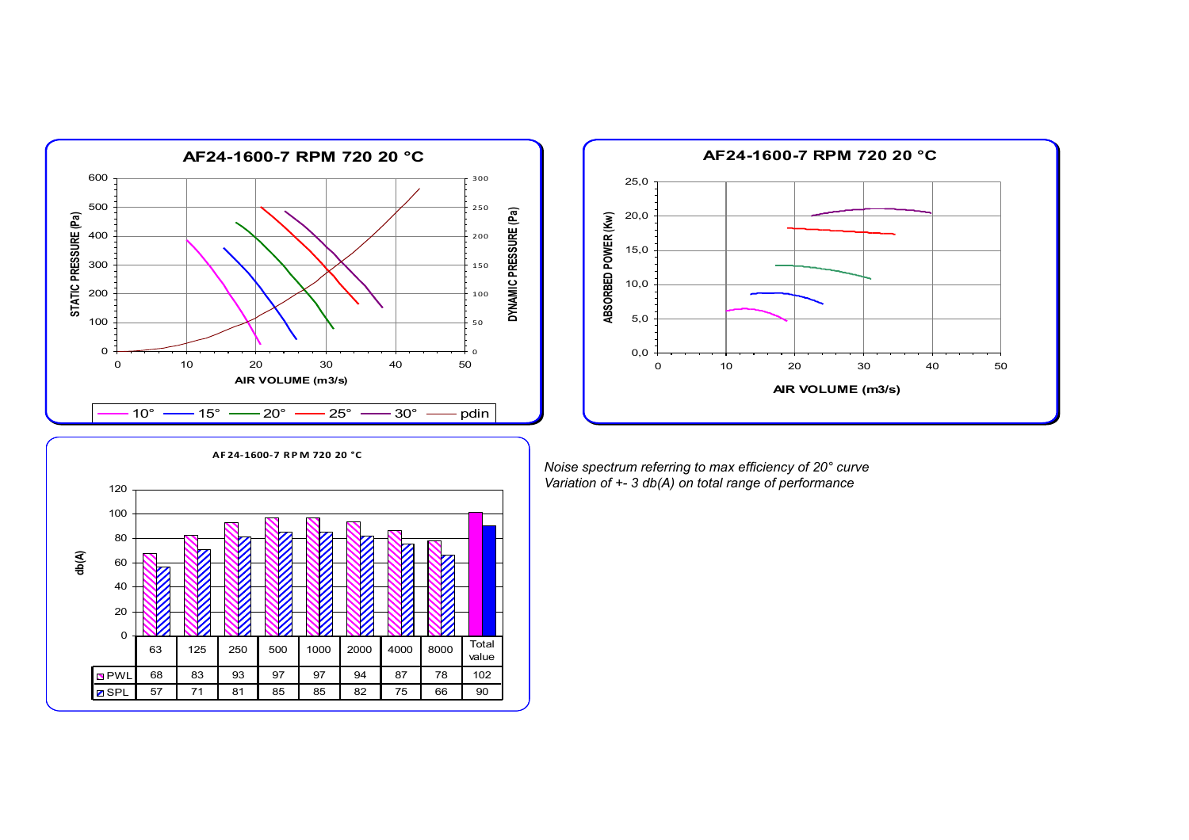**AF24-1600-7 RPM 720 20 °C**

STATIC PRESSURE (Pa) / DYNAMIC PRESSURE (Pa) vs AIR VOLUME (m3/s)

10° — 15° — 20° — 25° — 30° — pdin

**AF24-1600-7 RPM 720 20 °C**

ABSORBED POWER (Kw) vs AIR VOLUME (m3/s)

**AF24-1600-7 RPM 720 20 °C**

| db(A) | 63 | 125 | 250 | 500 | 1000 | 2000 | 4000 | 8000 | Total value |
|---|---|---|---|---|---|---|---|---|---|
| PWL | 68 | 83 | 93 | 97 | 97 | 94 | 87 | 78 | 102 |
| SPL | 57 | 71 | 81 | 85 | 85 | 82 | 75 | 66 | 90 |

*Noise spectrum referring to max efficiency of 20° curve*
*Variation of +- 3 db(A) on total range of performance*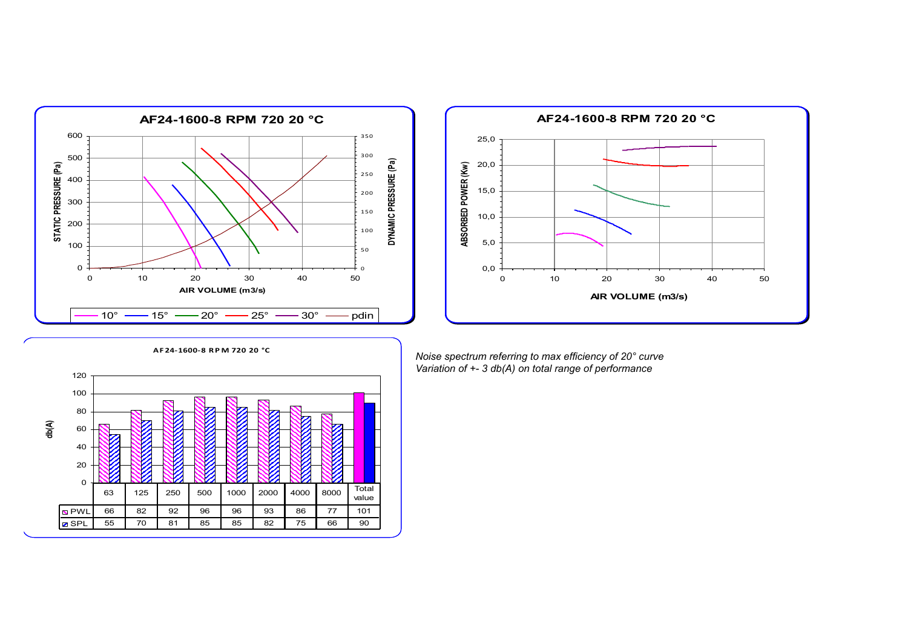## AF24-1600-8 RPM 720 20 °C

STATIC PRESSURE (Pa) / DYNAMIC PRESSURE (Pa) vs AIR VOLUME (m3/s)

Legend: 10° — 15° — 20° — 25° — 30° — pdin

## AF24-1600-8 RPM 720 20 °C

ABSORBED POWER (Kw) vs AIR VOLUME (m3/s)

## AF24-1600-8 RPM 720 20 °C

db(A)

| | 63 | 125 | 250 | 500 | 1000 | 2000 | 4000 | 8000 | Total value |
|---|---|---|---|---|---|---|---|---|---|
| PWL | 66 | 82 | 92 | 96 | 96 | 93 | 86 | 77 | 101 |
| SPL | 55 | 70 | 81 | 85 | 85 | 82 | 75 | 66 | 90 |

*Noise spectrum referring to max efficiency of 20° curve*
*Variation of +- 3 db(A) on total range of performance*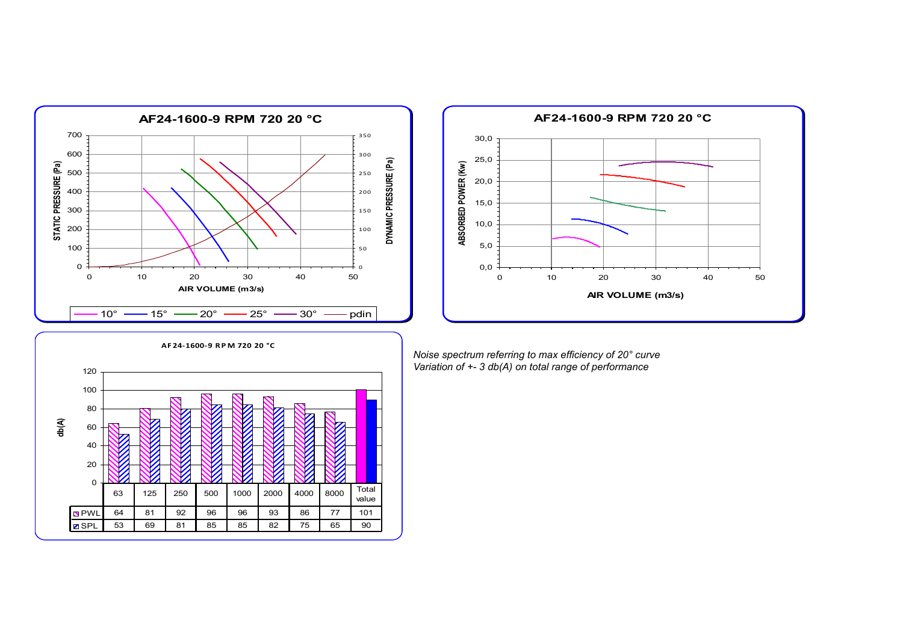**AF24-1600-9 RPM 720 20 °C**

STATIC PRESSURE (Pa) / DYNAMIC PRESSURE (Pa) vs AIR VOLUME (m3/s)

Legend: 10° — 15° — 20° — 25° — 30° — pdin

**AF24-1600-9 RPM 720 20 °C**

ABSORBED POWER (Kw) vs AIR VOLUME (m3/s)

**AF24-1600-9 RPM 720 20 °C**

| db(A) | 63 | 125 | 250 | 500 | 1000 | 2000 | 4000 | 8000 | Total value |
|---|---|---|---|---|---|---|---|---|---|
| PWL | 64 | 81 | 92 | 96 | 96 | 93 | 86 | 77 | 101 |
| SPL | 53 | 69 | 81 | 85 | 85 | 82 | 75 | 65 | 90 |

*Noise spectrum referring to max efficiency of 20° curve*
*Variation of +- 3 db(A) on total range of performance*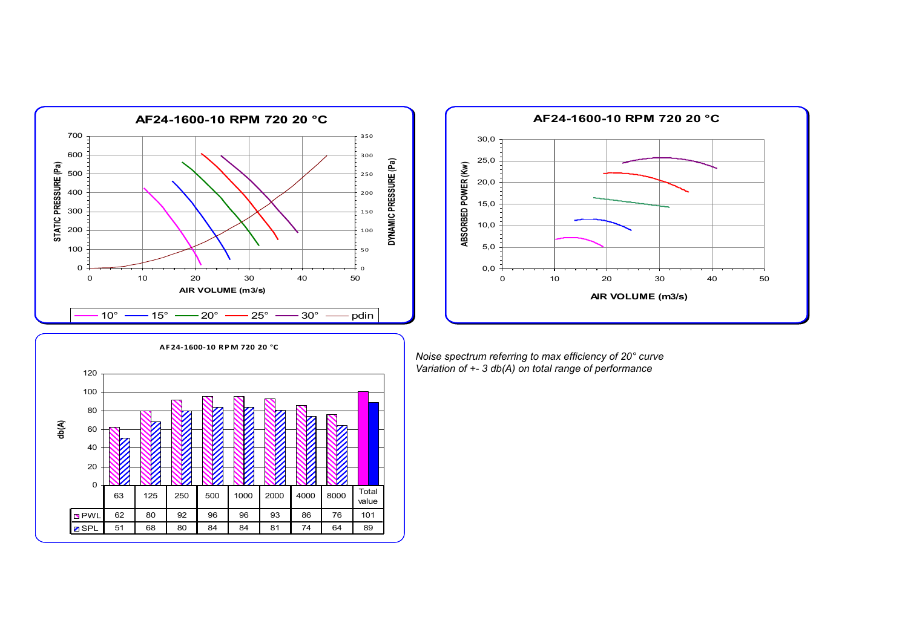## AF24-1600-10 RPM 720 20 °C

STATIC PRESSURE (Pa) / DYNAMIC PRESSURE (Pa) vs AIR VOLUME (m3/s)

Legend: 10° — 15° — 20° — 25° — 30° — pdin

## AF24-1600-10 RPM 720 20 °C

ABSORBED POWER (Kw) vs AIR VOLUME (m3/s)

## AF24-1600-10 RPM 720 20 °C

db(A)

| | 63 | 125 | 250 | 500 | 1000 | 2000 | 4000 | 8000 | Total value |
|---|---|---|---|---|---|---|---|---|---|
| PWL | 62 | 80 | 92 | 96 | 96 | 93 | 86 | 76 | 101 |
| SPL | 51 | 68 | 80 | 84 | 84 | 81 | 74 | 64 | 89 |

*Noise spectrum referring to max efficiency of 20° curve*
*Variation of +- 3 db(A) on total range of performance*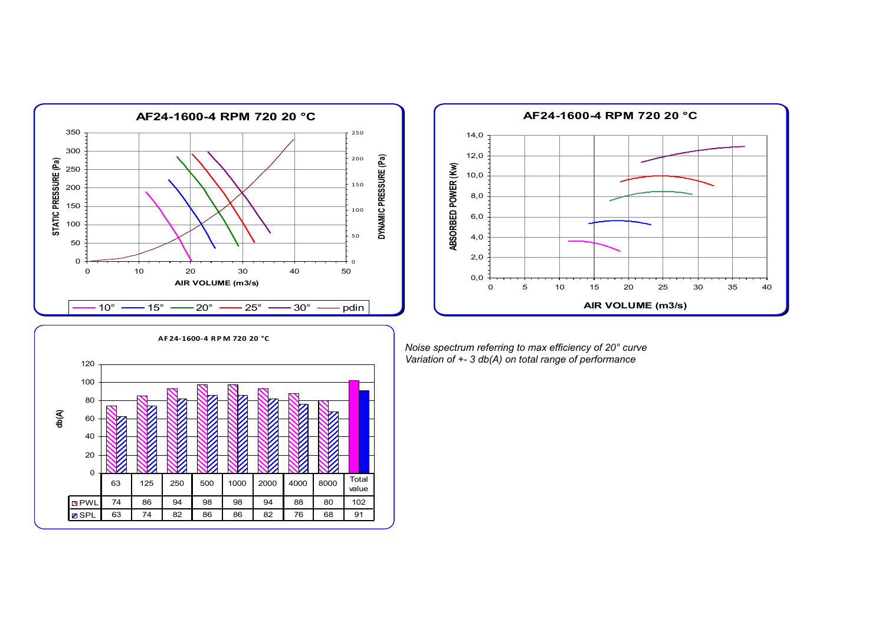AF24-1600-4 RPM 720 20 °C

STATIC PRESSURE (Pa)

350
300
250
200
150
100
50
0

DYNAMIC PRESSURE (Pa)

250
200
150
100
50
0

0
10
20
30
40
50

AIR VOLUME (m3/s)

10° 15° 20° 25° 30° pdin

AF24-1600-4 RPM 720 20 °C

ABSORBED POWER (Kw)

14,0
12,0
10,0
8,0
6,0
4,0
2,0
0,0

0
5
10
15
20
25
30
35
40

AIR VOLUME (m3/s)

AF24-1600-4 RPM 720 20 °C

db(A)

120
100
80
60
40
20
0

| | 63 | 125 | 250 | 500 | 1000 | 2000 | 4000 | 8000 | Total value |
|---|---|---|---|---|---|---|---|---|---|
| PWL | 74 | 86 | 94 | 98 | 98 | 94 | 88 | 80 | 102 |
| SPL | 63 | 74 | 82 | 86 | 86 | 82 | 76 | 68 | 91 |

*Noise spectrum referring to max efficiency of 20° curve*
*Variation of +- 3 db(A) on total range of performance*